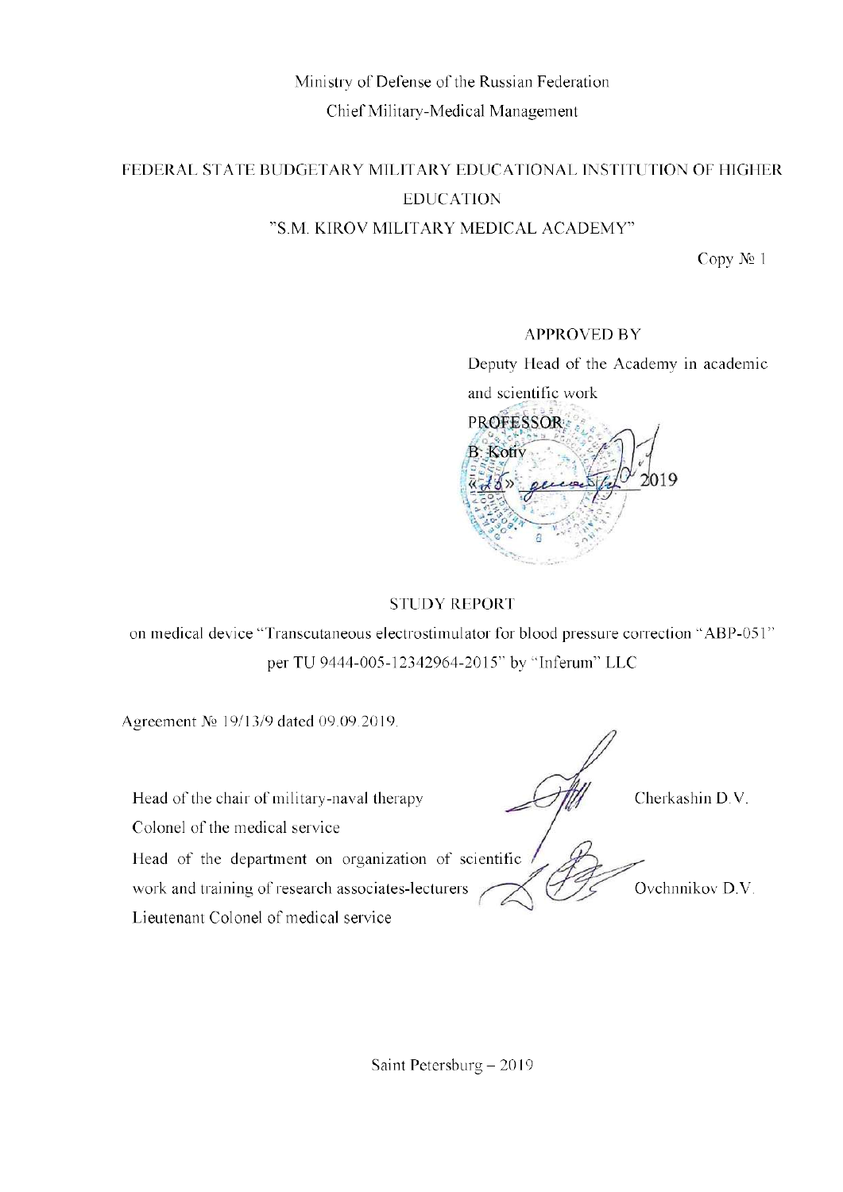Ministry of Defense of the Russian Federation

Chief Military-Medical Management

FEDERAL STATE BUDGETARY MILITARY EDUCATIONAL INSTITUTION OF HIGHER EDUCATION

"S.M. KIROV MILITARY MEDICAL ACADEMY"

Copy № 1

APPROVED BY

Deputy Head of the Academy in academic and scientific work

PROFESSOR

B. Kotiv

«25» декабря 2019

# STUDY REPORT

on medical device "Transcutaneous electrostimulator for blood pressure correction "ABP-051" per TU 9444-005-12342964-2015" by "Inferum" LLC

Agreement № 19/13/9 dated 09.09.2019.

Head of the chair of military-naval therapy — Cherkashin D.V.

Colonel of the medical service

Head of the department on organization of scientific work and training of research associates-lecturers — Ovchnnikov D.V.

Lieutenant Colonel of medical service

Saint Petersburg – 2019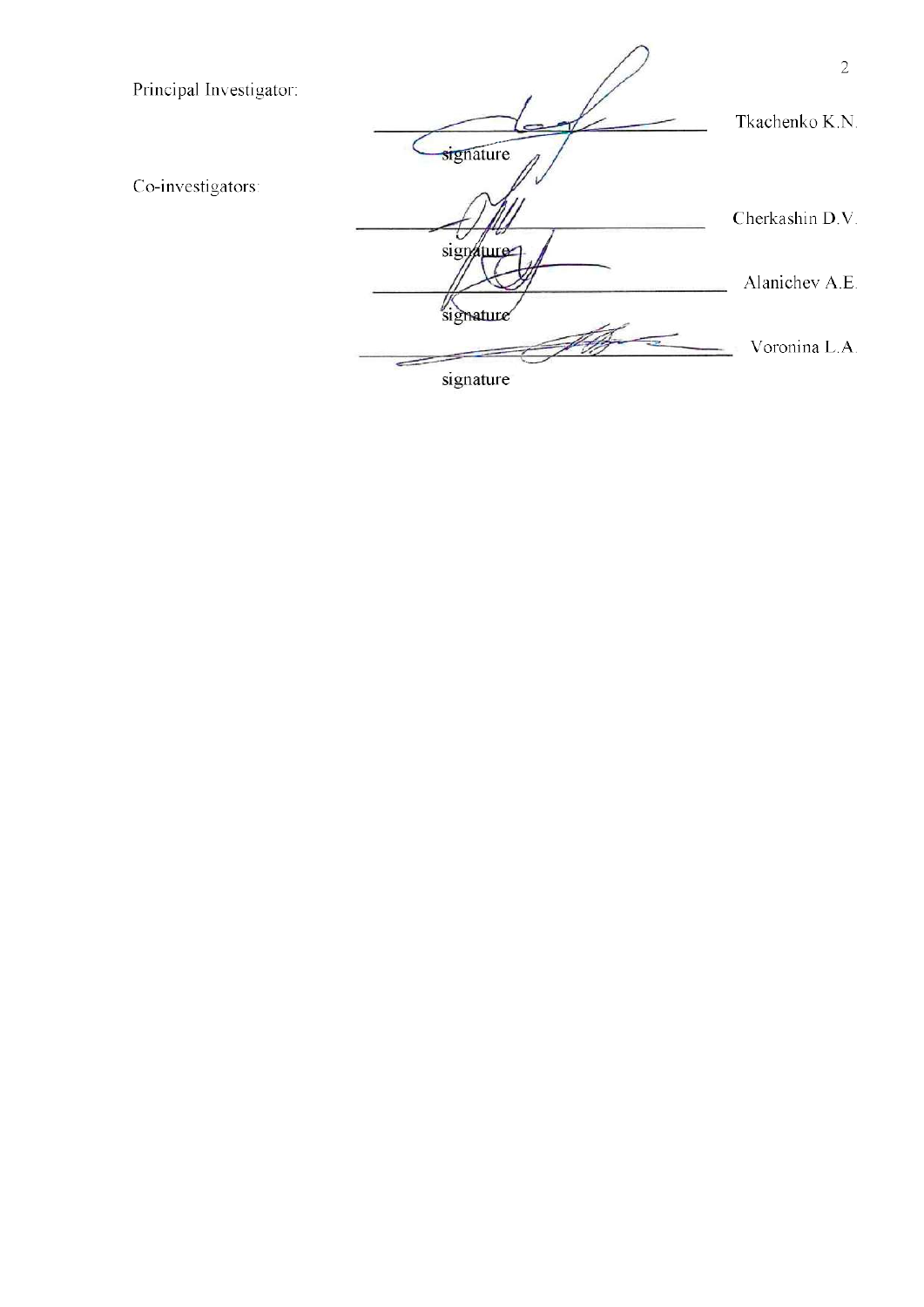Principal Investigator:

_________________ Tkachenko K.N.
signature

Co-investigators:

_________________ Cherkashin D.V.
signature

_________________ Alanichev A.E.
signature

_________________ Voronina L.A.
signature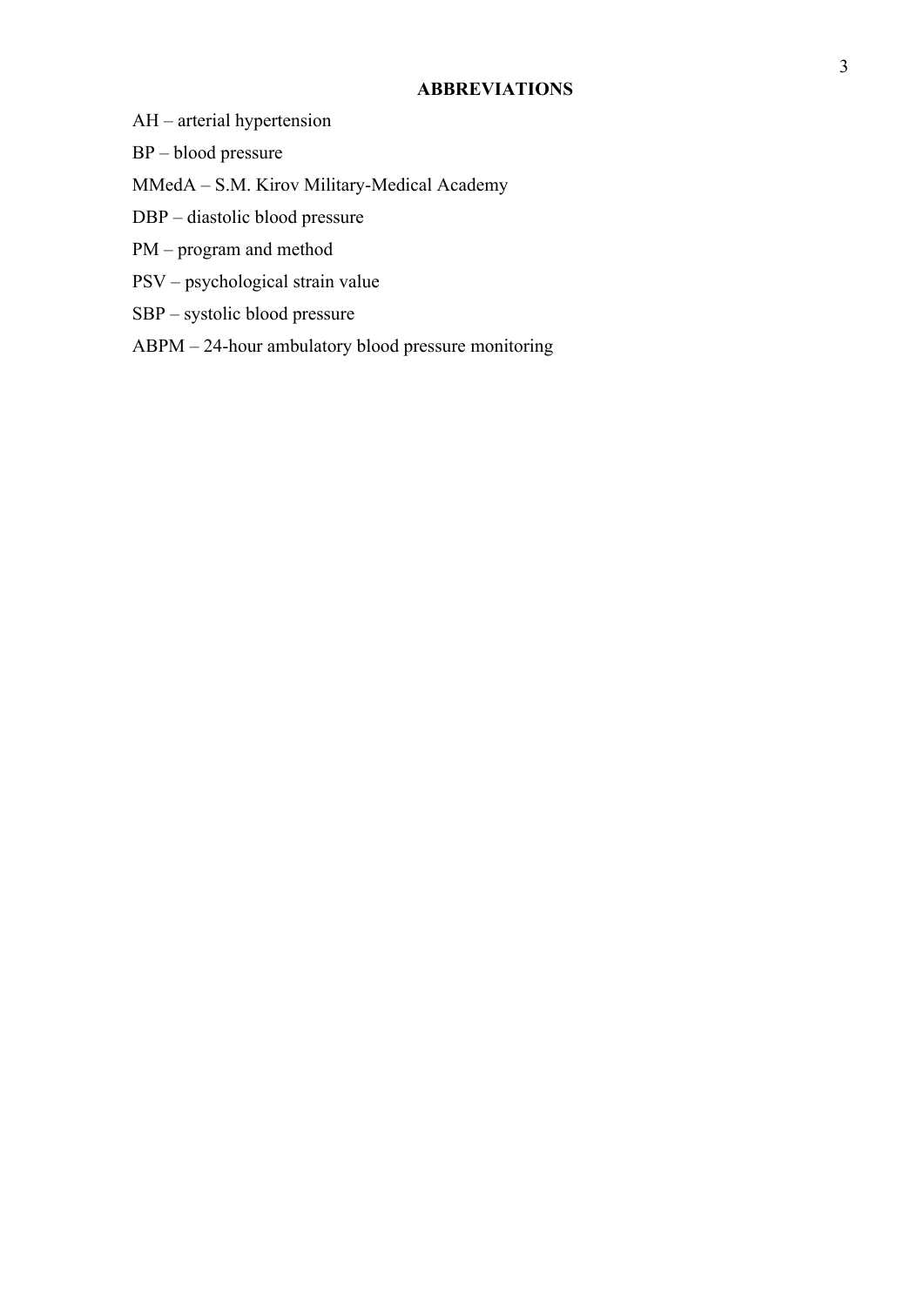## ABBREVIATIONS

AH – arterial hypertension

BP – blood pressure

MMedA – S.M. Kirov Military-Medical Academy

DBP – diastolic blood pressure

PM – program and method

PSV – psychological strain value

SBP – systolic blood pressure

ABPM – 24-hour ambulatory blood pressure monitoring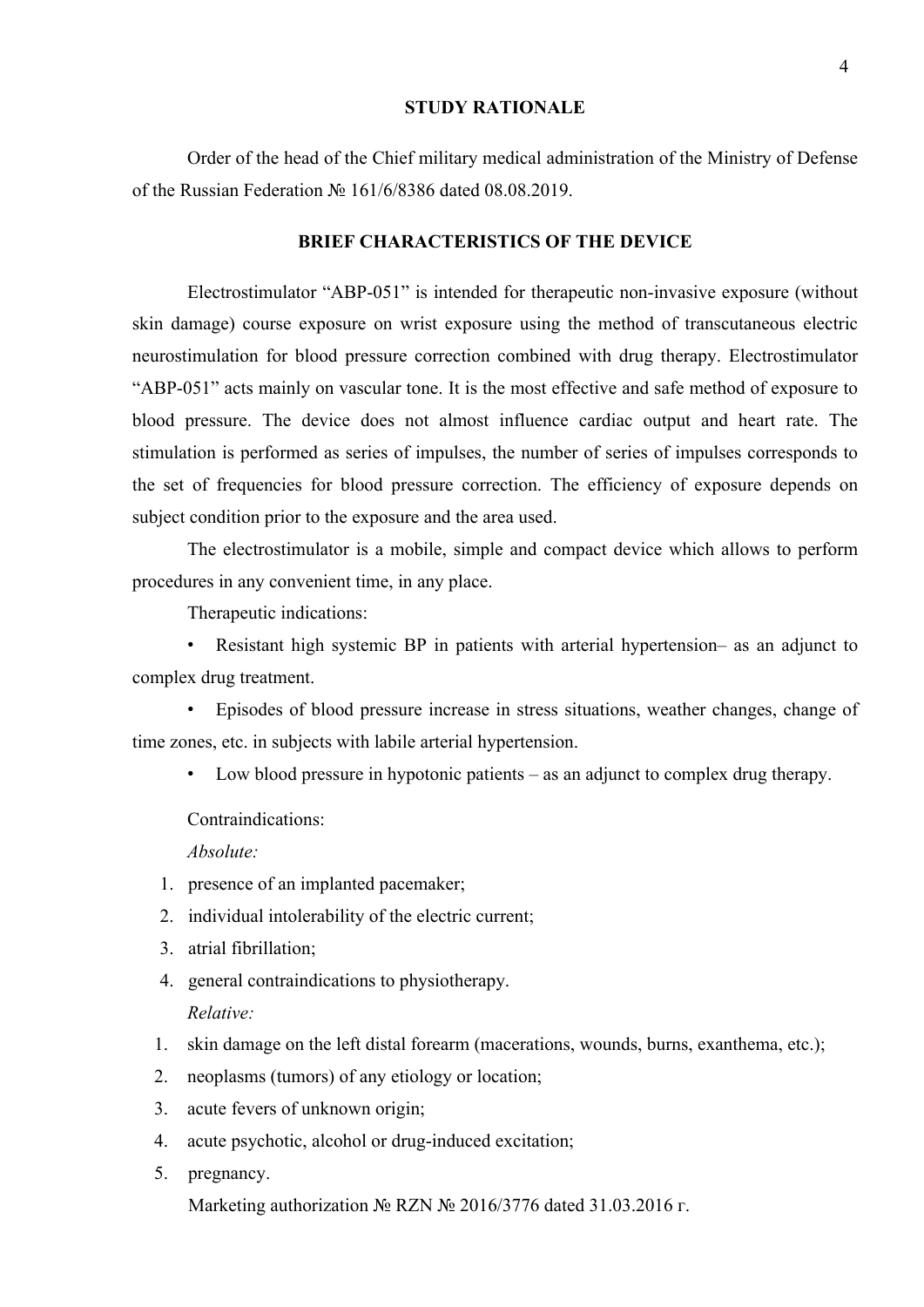## STUDY RATIONALE

Order of the head of the Chief military medical administration of the Ministry of Defense of the Russian Federation № 161/6/8386 dated 08.08.2019.

## BRIEF CHARACTERISTICS OF THE DEVICE

Electrostimulator "ABP-051" is intended for therapeutic non-invasive exposure (without skin damage) course exposure on wrist exposure using the method of transcutaneous electric neurostimulation for blood pressure correction combined with drug therapy. Electrostimulator "ABP-051" acts mainly on vascular tone. It is the most effective and safe method of exposure to blood pressure. The device does not almost influence cardiac output and heart rate. The stimulation is performed as series of impulses, the number of series of impulses corresponds to the set of frequencies for blood pressure correction. The efficiency of exposure depends on subject condition prior to the exposure and the area used.

The electrostimulator is a mobile, simple and compact device which allows to perform procedures in any convenient time, in any place.

Therapeutic indications:

- Resistant high systemic BP in patients with arterial hypertension– as an adjunct to complex drug treatment.
- Episodes of blood pressure increase in stress situations, weather changes, change of time zones, etc. in subjects with labile arterial hypertension.
- Low blood pressure in hypotonic patients – as an adjunct to complex drug therapy.

Contraindications:

*Absolute:*

1. presence of an implanted pacemaker;
2. individual intolerability of the electric current;
3. atrial fibrillation;
4. general contraindications to physiotherapy.

*Relative:*

1. skin damage on the left distal forearm (macerations, wounds, burns, exanthema, etc.);
2. neoplasms (tumors) of any etiology or location;
3. acute fevers of unknown origin;
4. acute psychotic, alcohol or drug-induced excitation;
5. pregnancy.

Marketing authorization № RZN № 2016/3776 dated 31.03.2016 г.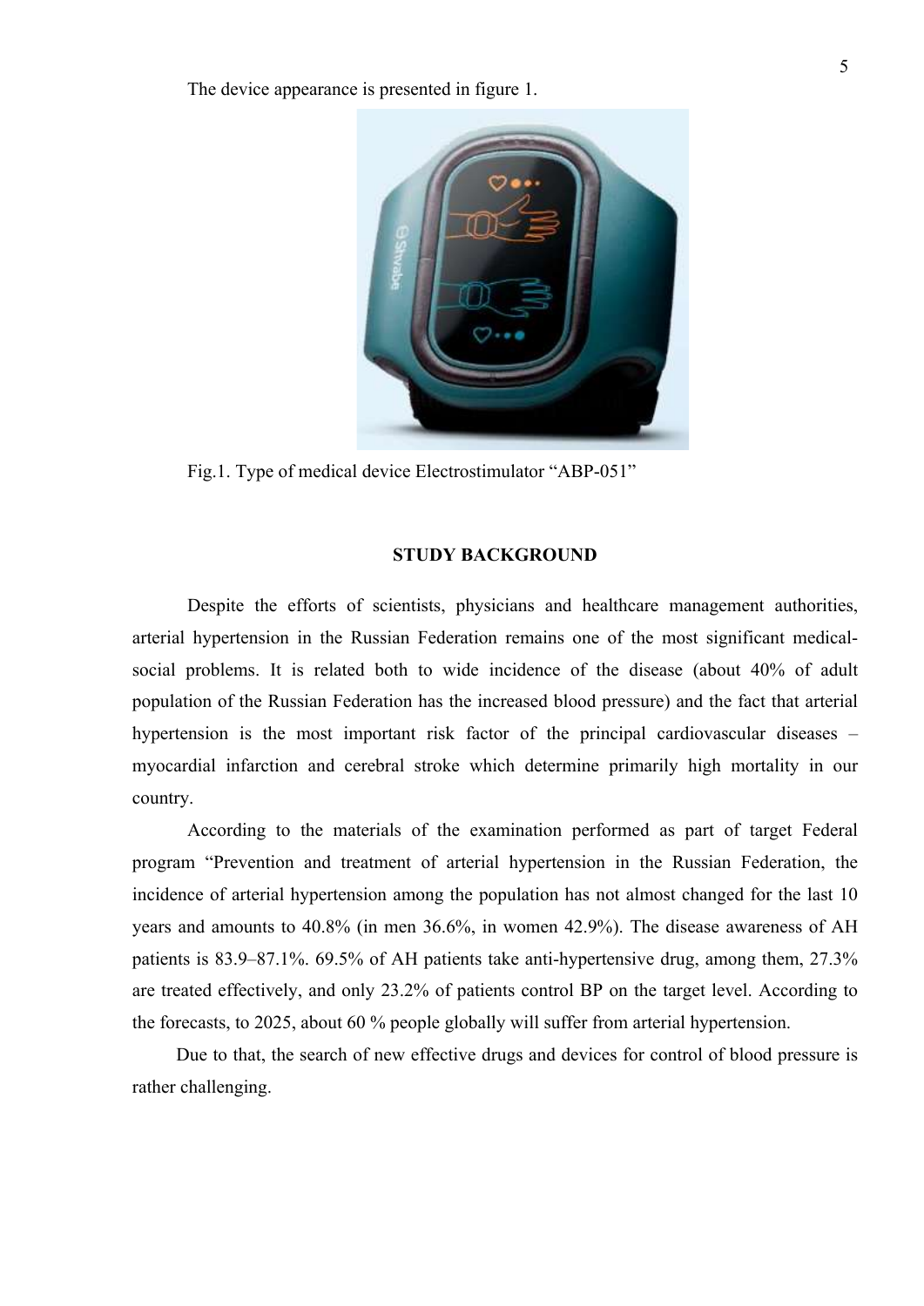The device appearance is presented in figure 1.

Fig.1. Type of medical device Electrostimulator “ABP-051”

## STUDY BACKGROUND

Despite the efforts of scientists, physicians and healthcare management authorities, arterial hypertension in the Russian Federation remains one of the most significant medical-social problems. It is related both to wide incidence of the disease (about 40% of adult population of the Russian Federation has the increased blood pressure) and the fact that arterial hypertension is the most important risk factor of the principal cardiovascular diseases – myocardial infarction and cerebral stroke which determine primarily high mortality in our country.

According to the materials of the examination performed as part of target Federal program “Prevention and treatment of arterial hypertension in the Russian Federation, the incidence of arterial hypertension among the population has not almost changed for the last 10 years and amounts to 40.8% (in men 36.6%, in women 42.9%). The disease awareness of AH patients is 83.9–87.1%. 69.5% of AH patients take anti-hypertensive drug, among them, 27.3% are treated effectively, and only 23.2% of patients control BP on the target level. According to the forecasts, to 2025, about 60 % people globally will suffer from arterial hypertension.

Due to that, the search of new effective drugs and devices for control of blood pressure is rather challenging.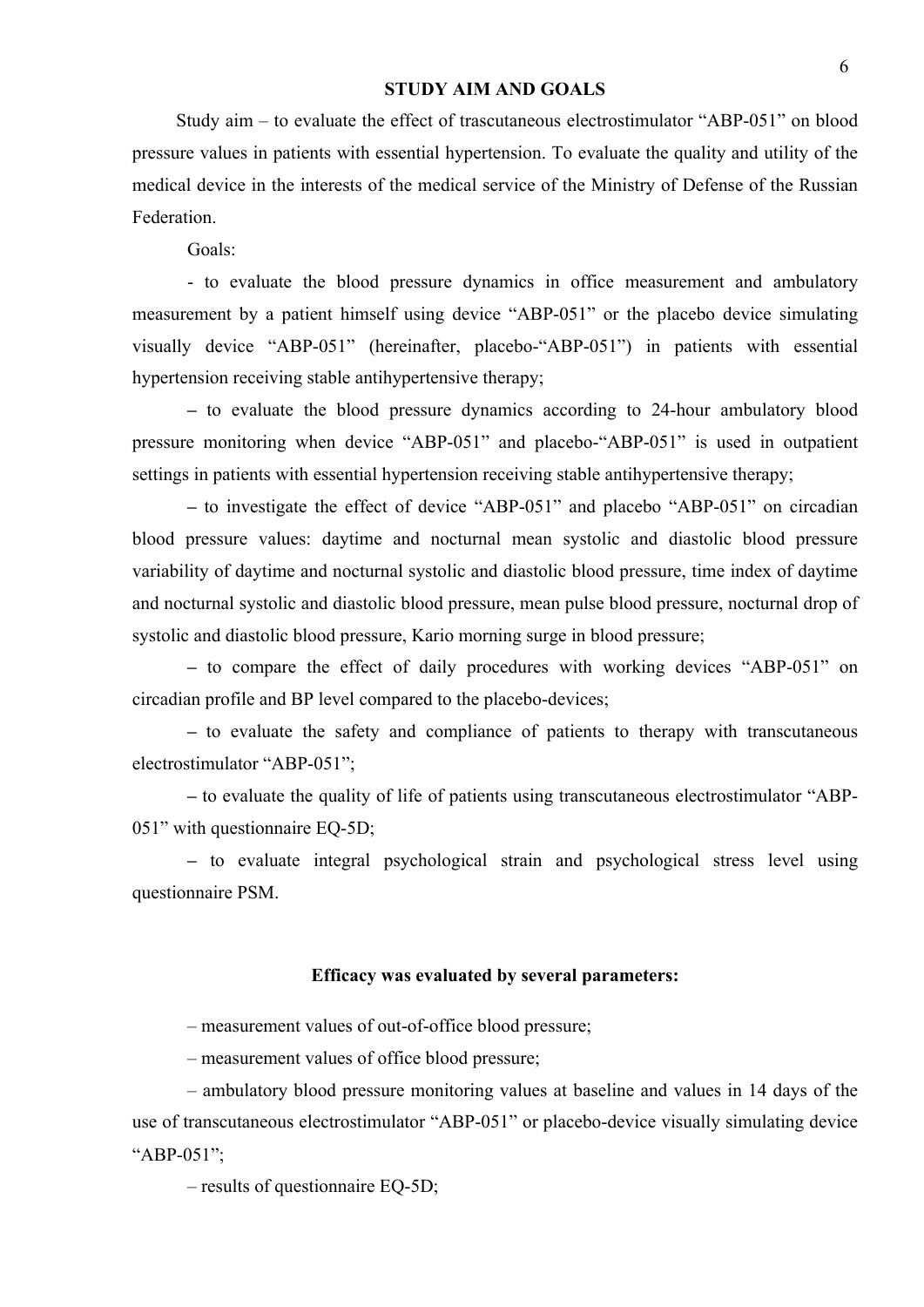## STUDY AIM AND GOALS

Study aim – to evaluate the effect of trascutaneous electrostimulator “ABP-051” on blood pressure values in patients with essential hypertension. To evaluate the quality and utility of the medical device in the interests of the medical service of the Ministry of Defense of the Russian Federation.

Goals:

- to evaluate the blood pressure dynamics in office measurement and ambulatory measurement by a patient himself using device “ABP-051” or the placebo device simulating visually device “ABP-051” (hereinafter, placebo-“ABP-051”) in patients with essential hypertension receiving stable antihypertensive therapy;

– to evaluate the blood pressure dynamics according to 24-hour ambulatory blood pressure monitoring when device “ABP-051” and placebo-“ABP-051” is used in outpatient settings in patients with essential hypertension receiving stable antihypertensive therapy;

– to investigate the effect of device “ABP-051” and placebo “ABP-051” on circadian blood pressure values: daytime and nocturnal mean systolic and diastolic blood pressure variability of daytime and nocturnal systolic and diastolic blood pressure, time index of daytime and nocturnal systolic and diastolic blood pressure, mean pulse blood pressure, nocturnal drop of systolic and diastolic blood pressure, Kario morning surge in blood pressure;

– to compare the effect of daily procedures with working devices “ABP-051” on circadian profile and BP level compared to the placebo-devices;

– to evaluate the safety and compliance of patients to therapy with transcutaneous electrostimulator “ABP-051”;

– to evaluate the quality of life of patients using transcutaneous electrostimulator “ABP-051” with questionnaire EQ-5D;

– to evaluate integral psychological strain and psychological stress level using questionnaire PSM.

### Efficacy was evaluated by several parameters:

– measurement values of out-of-office blood pressure;

– measurement values of office blood pressure;

– ambulatory blood pressure monitoring values at baseline and values in 14 days of the use of transcutaneous electrostimulator “ABP-051” or placebo-device visually simulating device “ABP-051”;

– results of questionnaire EQ-5D;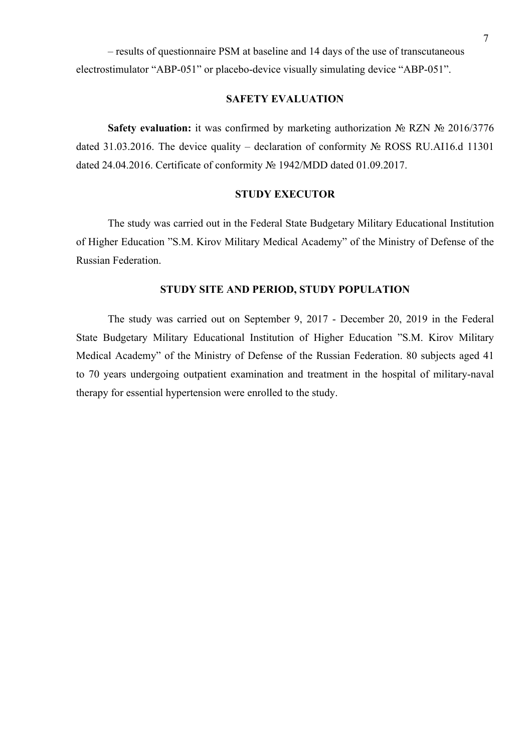– results of questionnaire PSM at baseline and 14 days of the use of transcutaneous electrostimulator “ABP-051” or placebo-device visually simulating device “ABP-051”.

## SAFETY EVALUATION

**Safety evaluation:** it was confirmed by marketing authorization № RZN № 2016/3776 dated 31.03.2016. The device quality – declaration of conformity № ROSS RU.AI16.d 11301 dated 24.04.2016. Certificate of conformity № 1942/MDD dated 01.09.2017.

## STUDY EXECUTOR

The study was carried out in the Federal State Budgetary Military Educational Institution of Higher Education ”S.M. Kirov Military Medical Academy” of the Ministry of Defense of the Russian Federation.

## STUDY SITE AND PERIOD, STUDY POPULATION

The study was carried out on September 9, 2017 - December 20, 2019 in the Federal State Budgetary Military Educational Institution of Higher Education ”S.M. Kirov Military Medical Academy” of the Ministry of Defense of the Russian Federation. 80 subjects aged 41 to 70 years undergoing outpatient examination and treatment in the hospital of military-naval therapy for essential hypertension were enrolled to the study.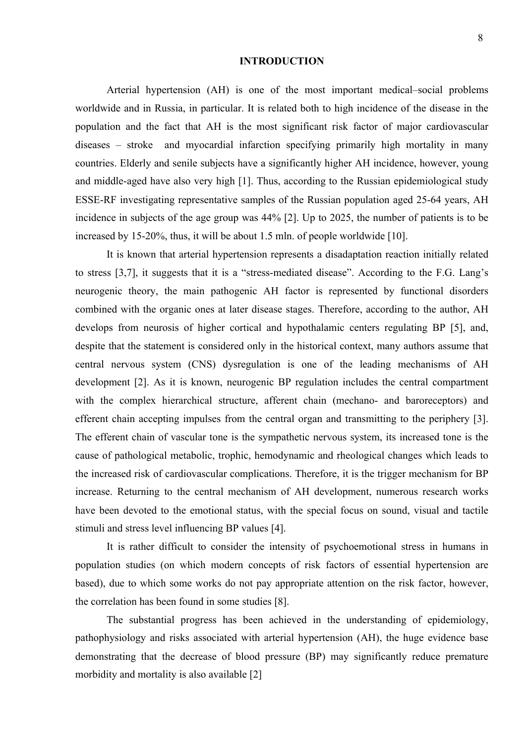# INTRODUCTION

Arterial hypertension (AH) is one of the most important medical–social problems worldwide and in Russia, in particular. It is related both to high incidence of the disease in the population and the fact that AH is the most significant risk factor of major cardiovascular diseases – stroke and myocardial infarction specifying primarily high mortality in many countries. Elderly and senile subjects have a significantly higher AH incidence, however, young and middle-aged have also very high [1]. Thus, according to the Russian epidemiological study ESSE-RF investigating representative samples of the Russian population aged 25-64 years, AH incidence in subjects of the age group was 44% [2]. Up to 2025, the number of patients is to be increased by 15-20%, thus, it will be about 1.5 mln. of people worldwide [10].

It is known that arterial hypertension represents a disadaptation reaction initially related to stress [3,7], it suggests that it is a "stress-mediated disease". According to the F.G. Lang's neurogenic theory, the main pathogenic AH factor is represented by functional disorders combined with the organic ones at later disease stages. Therefore, according to the author, AH develops from neurosis of higher cortical and hypothalamic centers regulating BP [5], and, despite that the statement is considered only in the historical context, many authors assume that central nervous system (CNS) dysregulation is one of the leading mechanisms of AH development [2]. As it is known, neurogenic BP regulation includes the central compartment with the complex hierarchical structure, afferent chain (mechano- and baroreceptors) and efferent chain accepting impulses from the central organ and transmitting to the periphery [3]. The efferent chain of vascular tone is the sympathetic nervous system, its increased tone is the cause of pathological metabolic, trophic, hemodynamic and rheological changes which leads to the increased risk of cardiovascular complications. Therefore, it is the trigger mechanism for BP increase. Returning to the central mechanism of AH development, numerous research works have been devoted to the emotional status, with the special focus on sound, visual and tactile stimuli and stress level influencing BP values [4].

It is rather difficult to consider the intensity of psychoemotional stress in humans in population studies (on which modern concepts of risk factors of essential hypertension are based), due to which some works do not pay appropriate attention on the risk factor, however, the correlation has been found in some studies [8].

The substantial progress has been achieved in the understanding of epidemiology, pathophysiology and risks associated with arterial hypertension (AH), the huge evidence base demonstrating that the decrease of blood pressure (BP) may significantly reduce premature morbidity and mortality is also available [2]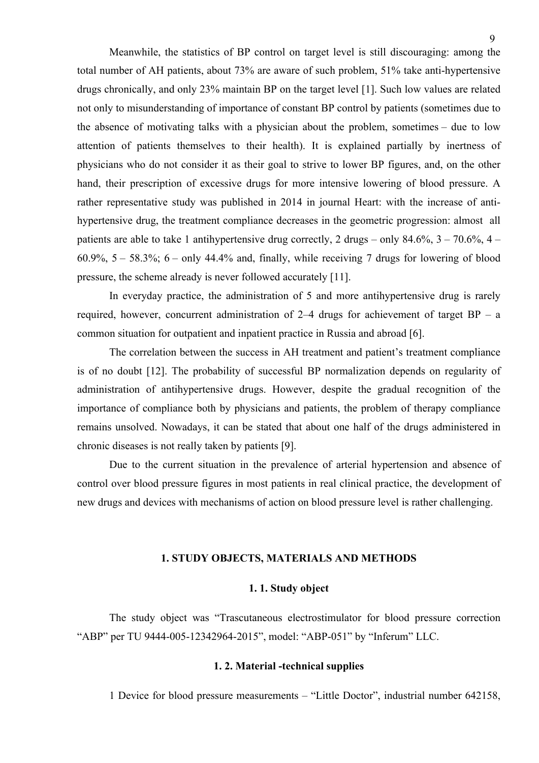Meanwhile, the statistics of BP control on target level is still discouraging: among the total number of AH patients, about 73% are aware of such problem, 51% take anti-hypertensive drugs chronically, and only 23% maintain BP on the target level [1]. Such low values are related not only to misunderstanding of importance of constant BP control by patients (sometimes due to the absence of motivating talks with a physician about the problem, sometimes – due to low attention of patients themselves to their health). It is explained partially by inertness of physicians who do not consider it as their goal to strive to lower BP figures, and, on the other hand, their prescription of excessive drugs for more intensive lowering of blood pressure. A rather representative study was published in 2014 in journal Heart: with the increase of anti-hypertensive drug, the treatment compliance decreases in the geometric progression: almost all patients are able to take 1 antihypertensive drug correctly, 2 drugs – only 84.6%, 3 – 70.6%, 4 – 60.9%, 5 – 58.3%; 6 – only 44.4% and, finally, while receiving 7 drugs for lowering of blood pressure, the scheme already is never followed accurately [11].

In everyday practice, the administration of 5 and more antihypertensive drug is rarely required, however, concurrent administration of 2–4 drugs for achievement of target BP – a common situation for outpatient and inpatient practice in Russia and abroad [6].

The correlation between the success in AH treatment and patient's treatment compliance is of no doubt [12]. The probability of successful BP normalization depends on regularity of administration of antihypertensive drugs. However, despite the gradual recognition of the importance of compliance both by physicians and patients, the problem of therapy compliance remains unsolved. Nowadays, it can be stated that about one half of the drugs administered in chronic diseases is not really taken by patients [9].

Due to the current situation in the prevalence of arterial hypertension and absence of control over blood pressure figures in most patients in real clinical practice, the development of new drugs and devices with mechanisms of action on blood pressure level is rather challenging.

## 1. STUDY OBJECTS, MATERIALS AND METHODS

### 1. 1. Study object

The study object was "Trascutaneous electrostimulator for blood pressure correction "ABP" per TU 9444-005-12342964-2015", model: "ABP-051" by "Inferum" LLC.

### 1. 2. Material -technical supplies

1 Device for blood pressure measurements – "Little Doctor", industrial number 642158,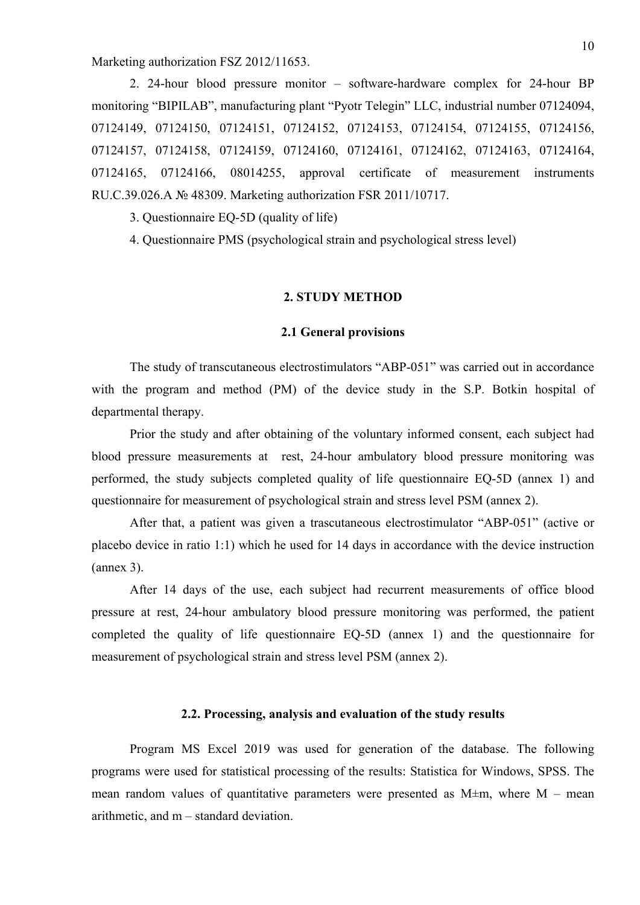Marketing authorization FSZ 2012/11653.

2. 24-hour blood pressure monitor – software-hardware complex for 24-hour BP monitoring “BIPILAB”, manufacturing plant “Pyotr Telegin” LLC, industrial number 07124094, 07124149, 07124150, 07124151, 07124152, 07124153, 07124154, 07124155, 07124156, 07124157, 07124158, 07124159, 07124160, 07124161, 07124162, 07124163, 07124164, 07124165, 07124166, 08014255, approval certificate of measurement instruments RU.C.39.026.A № 48309. Marketing authorization FSR 2011/10717.

3. Questionnaire EQ-5D (quality of life)

4. Questionnaire PMS (psychological strain and psychological stress level)

## 2. STUDY METHOD

### 2.1 General provisions

The study of transcutaneous electrostimulators “ABP-051” was carried out in accordance with the program and method (PM) of the device study in the S.P. Botkin hospital of departmental therapy.

Prior the study and after obtaining of the voluntary informed consent, each subject had blood pressure measurements at rest, 24-hour ambulatory blood pressure monitoring was performed, the study subjects completed quality of life questionnaire EQ-5D (annex 1) and questionnaire for measurement of psychological strain and stress level PSM (annex 2).

After that, a patient was given a trascutaneous electrostimulator “ABP-051” (active or placebo device in ratio 1:1) which he used for 14 days in accordance with the device instruction (annex 3).

After 14 days of the use, each subject had recurrent measurements of office blood pressure at rest, 24-hour ambulatory blood pressure monitoring was performed, the patient completed the quality of life questionnaire EQ-5D (annex 1) and the questionnaire for measurement of psychological strain and stress level PSM (annex 2).

### 2.2. Processing, analysis and evaluation of the study results

Program MS Excel 2019 was used for generation of the database. The following programs were used for statistical processing of the results: Statistica for Windows, SPSS. The mean random values of quantitative parameters were presented as M±m, where M – mean arithmetic, and m – standard deviation.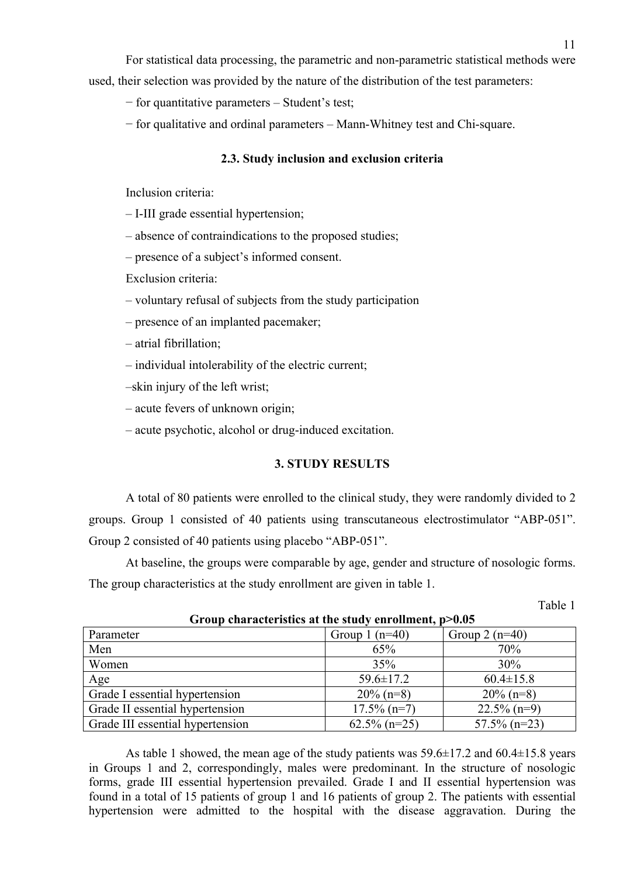For statistical data processing, the parametric and non-parametric statistical methods were used, their selection was provided by the nature of the distribution of the test parameters:

− for quantitative parameters – Student's test;

− for qualitative and ordinal parameters – Mann-Whitney test and Chi-square.

### 2.3. Study inclusion and exclusion criteria

Inclusion criteria:

– I-III grade essential hypertension;

– absence of contraindications to the proposed studies;

– presence of a subject's informed consent.

Exclusion criteria:

– voluntary refusal of subjects from the study participation

– presence of an implanted pacemaker;

– atrial fibrillation;

– individual intolerability of the electric current;

–skin injury of the left wrist;

– acute fevers of unknown origin;

– acute psychotic, alcohol or drug-induced excitation.

## 3. STUDY RESULTS

A total of 80 patients were enrolled to the clinical study, they were randomly divided to 2 groups. Group 1 consisted of 40 patients using transcutaneous electrostimulator "ABP-051". Group 2 consisted of 40 patients using placebo "ABP-051".

At baseline, the groups were comparable by age, gender and structure of nosologic forms. The group characteristics at the study enrollment are given in table 1.

Table 1

**Group characteristics at the study enrollment, p>0.05**

| Parameter | Group 1 (n=40) | Group 2 (n=40) |
|---|---|---|
| Men | 65% | 70% |
| Women | 35% | 30% |
| Age | 59.6±17.2 | 60.4±15.8 |
| Grade I essential hypertension | 20% (n=8) | 20% (n=8) |
| Grade II essential hypertension | 17.5% (n=7) | 22.5% (n=9) |
| Grade III essential hypertension | 62.5% (n=25) | 57.5% (n=23) |

As table 1 showed, the mean age of the study patients was 59.6±17.2 and 60.4±15.8 years in Groups 1 and 2, correspondingly, males were predominant. In the structure of nosologic forms, grade III essential hypertension prevailed. Grade I and II essential hypertension was found in a total of 15 patients of group 1 and 16 patients of group 2. The patients with essential hypertension were admitted to the hospital with the disease aggravation. During the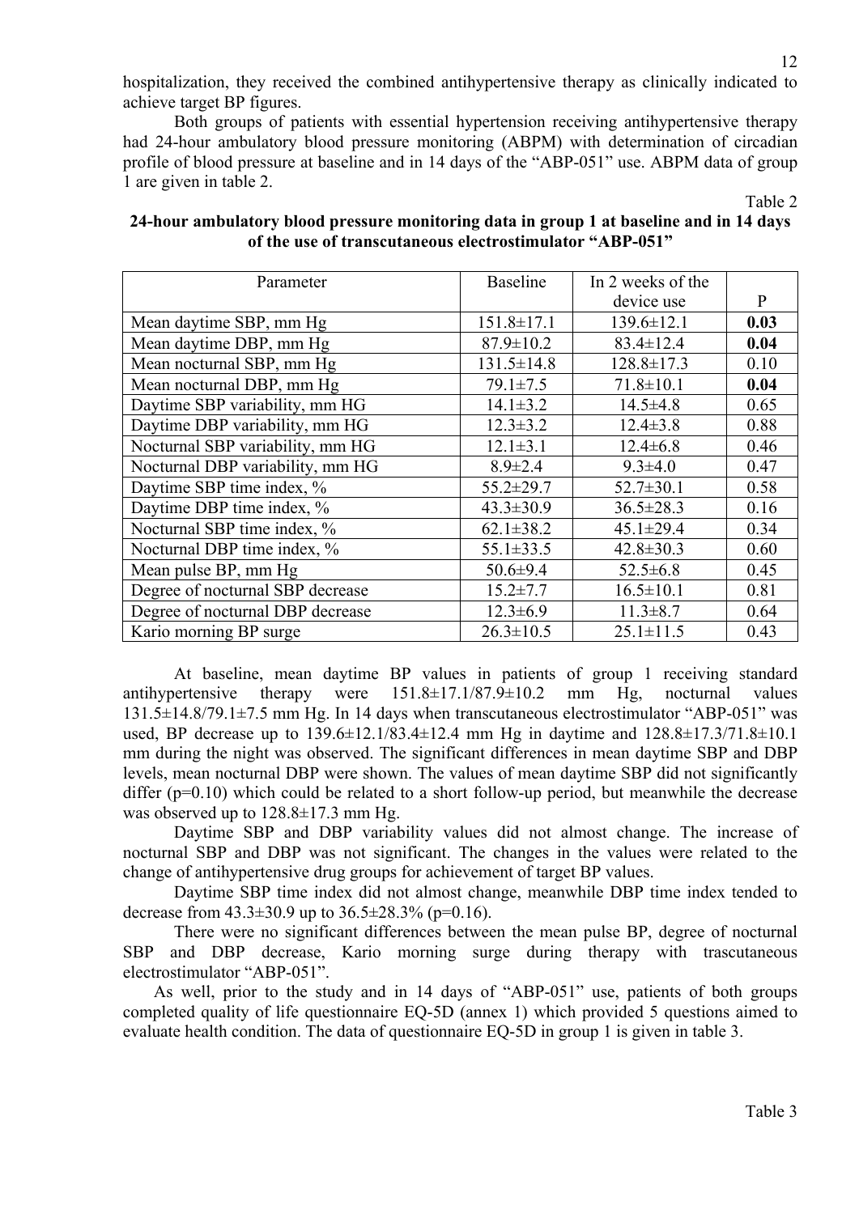hospitalization, they received the combined antihypertensive therapy as clinically indicated to achieve target BP figures.

Both groups of patients with essential hypertension receiving antihypertensive therapy had 24-hour ambulatory blood pressure monitoring (ABPM) with determination of circadian profile of blood pressure at baseline and in 14 days of the "ABP-051" use. ABPM data of group 1 are given in table 2.

Table 2

**24-hour ambulatory blood pressure monitoring data in group 1 at baseline and in 14 days of the use of transcutaneous electrostimulator "ABP-051"**

| Parameter | Baseline | In 2 weeks of the device use | P |
|---|---|---|---|
| Mean daytime SBP, mm Hg | 151.8±17.1 | 139.6±12.1 | **0.03** |
| Mean daytime DBP, mm Hg | 87.9±10.2 | 83.4±12.4 | **0.04** |
| Mean nocturnal SBP, mm Hg | 131.5±14.8 | 128.8±17.3 | 0.10 |
| Mean nocturnal DBP, mm Hg | 79.1±7.5 | 71.8±10.1 | **0.04** |
| Daytime SBP variability, mm HG | 14.1±3.2 | 14.5±4.8 | 0.65 |
| Daytime DBP variability, mm HG | 12.3±3.2 | 12.4±3.8 | 0.88 |
| Nocturnal SBP variability, mm HG | 12.1±3.1 | 12.4±6.8 | 0.46 |
| Nocturnal DBP variability, mm HG | 8.9±2.4 | 9.3±4.0 | 0.47 |
| Daytime SBP time index, % | 55.2±29.7 | 52.7±30.1 | 0.58 |
| Daytime DBP time index, % | 43.3±30.9 | 36.5±28.3 | 0.16 |
| Nocturnal SBP time index, % | 62.1±38.2 | 45.1±29.4 | 0.34 |
| Nocturnal DBP time index, % | 55.1±33.5 | 42.8±30.3 | 0.60 |
| Mean pulse BP, mm Hg | 50.6±9.4 | 52.5±6.8 | 0.45 |
| Degree of nocturnal SBP decrease | 15.2±7.7 | 16.5±10.1 | 0.81 |
| Degree of nocturnal DBP decrease | 12.3±6.9 | 11.3±8.7 | 0.64 |
| Kario morning BP surge | 26.3±10.5 | 25.1±11.5 | 0.43 |

At baseline, mean daytime BP values in patients of group 1 receiving standard antihypertensive therapy were 151.8±17.1/87.9±10.2 mm Hg, nocturnal values 131.5±14.8/79.1±7.5 mm Hg. In 14 days when transcutaneous electrostimulator "ABP-051" was used, BP decrease up to 139.6±12.1/83.4±12.4 mm Hg in daytime and 128.8±17.3/71.8±10.1 mm during the night was observed. The significant differences in mean daytime SBP and DBP levels, mean nocturnal DBP were shown. The values of mean daytime SBP did not significantly differ (p=0.10) which could be related to a short follow-up period, but meanwhile the decrease was observed up to 128.8±17.3 mm Hg.

Daytime SBP and DBP variability values did not almost change. The increase of nocturnal SBP and DBP was not significant. The changes in the values were related to the change of antihypertensive drug groups for achievement of target BP values.

Daytime SBP time index did not almost change, meanwhile DBP time index tended to decrease from 43.3±30.9 up to 36.5±28.3% (p=0.16).

There were no significant differences between the mean pulse BP, degree of nocturnal SBP and DBP decrease, Kario morning surge during therapy with trascutaneous electrostimulator "ABP-051".

As well, prior to the study and in 14 days of "ABP-051" use, patients of both groups completed quality of life questionnaire EQ-5D (annex 1) which provided 5 questions aimed to evaluate health condition. The data of questionnaire EQ-5D in group 1 is given in table 3.

Table 3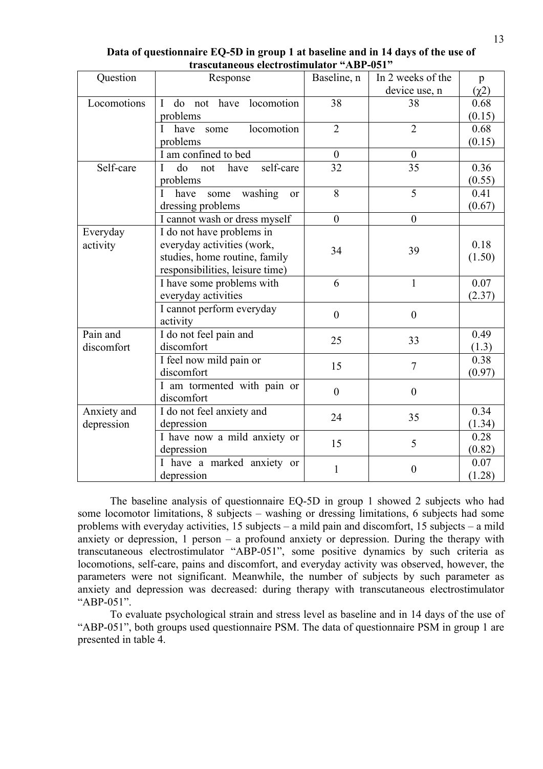**Data of questionnaire EQ-5D in group 1 at baseline and in 14 days of the use of trascutaneous electrostimulator "ABP-051"**

| Question | Response | Baseline, n | In 2 weeks of the device use, n | p ($\chi 2$) |
|---|---|---|---|---|
| Locomotions | I do not have locomotion problems | 38 | 38 | 0.68 (0.15) |
| | I have some locomotion problems | 2 | 2 | 0.68 (0.15) |
| | I am confined to bed | 0 | 0 | |
| Self-care | I do not have self-care problems | 32 | 35 | 0.36 (0.55) |
| | I have some washing or dressing problems | 8 | 5 | 0.41 (0.67) |
| | I cannot wash or dress myself | 0 | 0 | |
| Everyday activity | I do not have problems in everyday activities (work, studies, home routine, family responsibilities, leisure time) | 34 | 39 | 0.18 (1.50) |
| | I have some problems with everyday activities | 6 | 1 | 0.07 (2.37) |
| | I cannot perform everyday activity | 0 | 0 | |
| Pain and discomfort | I do not feel pain and discomfort | 25 | 33 | 0.49 (1.3) |
| | I feel now mild pain or discomfort | 15 | 7 | 0.38 (0.97) |
| | I am tormented with pain or discomfort | 0 | 0 | |
| Anxiety and depression | I do not feel anxiety and depression | 24 | 35 | 0.34 (1.34) |
| | I have now a mild anxiety or depression | 15 | 5 | 0.28 (0.82) |
| | I have a marked anxiety or depression | 1 | 0 | 0.07 (1.28) |

The baseline analysis of questionnaire EQ-5D in group 1 showed 2 subjects who had some locomotor limitations, 8 subjects – washing or dressing limitations, 6 subjects had some problems with everyday activities, 15 subjects – a mild pain and discomfort, 15 subjects – a mild anxiety or depression, 1 person – a profound anxiety or depression. During the therapy with transcutaneous electrostimulator "ABP-051", some positive dynamics by such criteria as locomotions, self-care, pains and discomfort, and everyday activity was observed, however, the parameters were not significant. Meanwhile, the number of subjects by such parameter as anxiety and depression was decreased: during therapy with transcutaneous electrostimulator "ABP-051".

To evaluate psychological strain and stress level as baseline and in 14 days of the use of "ABP-051", both groups used questionnaire PSM. The data of questionnaire PSM in group 1 are presented in table 4.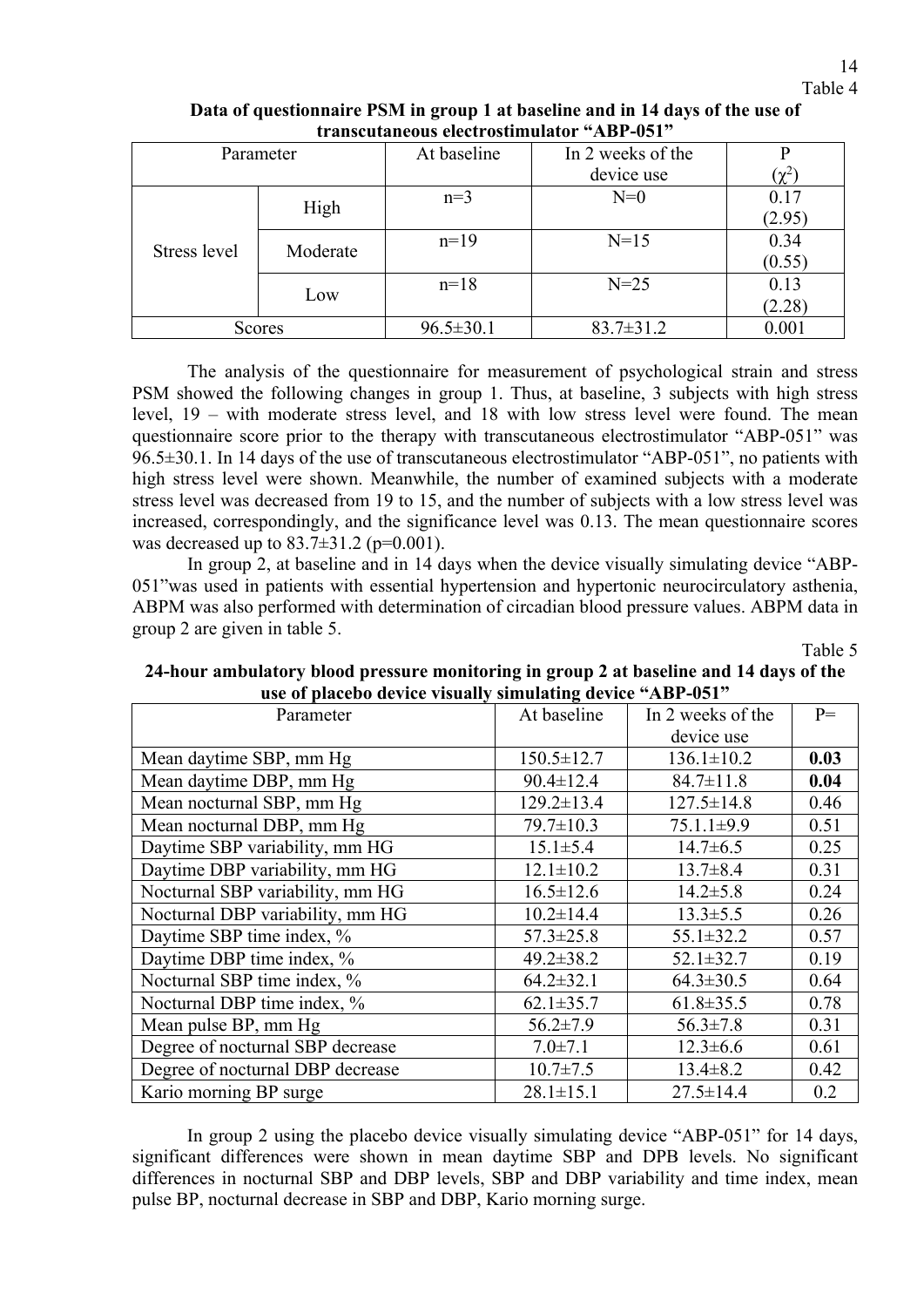Table 4

**Data of questionnaire PSM in group 1 at baseline and in 14 days of the use of transcutaneous electrostimulator "ABP-051"**

| Parameter | | At baseline | In 2 weeks of the device use | P ($\chi^2$) |
|---|---|---|---|---|
| Stress level | High | n=3 | N=0 | 0.17 (2.95) |
| | Moderate | n=19 | N=15 | 0.34 (0.55) |
| | Low | n=18 | N=25 | 0.13 (2.28) |
| Scores | | 96.5±30.1 | 83.7±31.2 | 0.001 |

The analysis of the questionnaire for measurement of psychological strain and stress PSM showed the following changes in group 1. Thus, at baseline, 3 subjects with high stress level, 19 – with moderate stress level, and 18 with low stress level were found. The mean questionnaire score prior to the therapy with transcutaneous electrostimulator "ABP-051" was 96.5±30.1. In 14 days of the use of transcutaneous electrostimulator "ABP-051", no patients with high stress level were shown. Meanwhile, the number of examined subjects with a moderate stress level was decreased from 19 to 15, and the number of subjects with a low stress level was increased, correspondingly, and the significance level was 0.13. The mean questionnaire scores was decreased up to 83.7±31.2 (p=0.001).

In group 2, at baseline and in 14 days when the device visually simulating device "ABP-051"was used in patients with essential hypertension and hypertonic neurocirculatory asthenia, ABPM was also performed with determination of circadian blood pressure values. ABPM data in group 2 are given in table 5.

Table 5

**24-hour ambulatory blood pressure monitoring in group 2 at baseline and 14 days of the use of placebo device visually simulating device "ABP-051"**

| Parameter | At baseline | In 2 weeks of the device use | P= |
|---|---|---|---|
| Mean daytime SBP, mm Hg | 150.5±12.7 | 136.1±10.2 | **0.03** |
| Mean daytime DBP, mm Hg | 90.4±12.4 | 84.7±11.8 | **0.04** |
| Mean nocturnal SBP, mm Hg | 129.2±13.4 | 127.5±14.8 | 0.46 |
| Mean nocturnal DBP, mm Hg | 79.7±10.3 | 75.1.1±9.9 | 0.51 |
| Daytime SBP variability, mm HG | 15.1±5.4 | 14.7±6.5 | 0.25 |
| Daytime DBP variability, mm HG | 12.1±10.2 | 13.7±8.4 | 0.31 |
| Nocturnal SBP variability, mm HG | 16.5±12.6 | 14.2±5.8 | 0.24 |
| Nocturnal DBP variability, mm HG | 10.2±14.4 | 13.3±5.5 | 0.26 |
| Daytime SBP time index, % | 57.3±25.8 | 55.1±32.2 | 0.57 |
| Daytime DBP time index, % | 49.2±38.2 | 52.1±32.7 | 0.19 |
| Nocturnal SBP time index, % | 64.2±32.1 | 64.3±30.5 | 0.64 |
| Nocturnal DBP time index, % | 62.1±35.7 | 61.8±35.5 | 0.78 |
| Mean pulse BP, mm Hg | 56.2±7.9 | 56.3±7.8 | 0.31 |
| Degree of nocturnal SBP decrease | 7.0±7.1 | 12.3±6.6 | 0.61 |
| Degree of nocturnal DBP decrease | 10.7±7.5 | 13.4±8.2 | 0.42 |
| Kario morning BP surge | 28.1±15.1 | 27.5±14.4 | 0.2 |

In group 2 using the placebo device visually simulating device "ABP-051" for 14 days, significant differences were shown in mean daytime SBP and DPB levels. No significant differences in nocturnal SBP and DBP levels, SBP and DBP variability and time index, mean pulse BP, nocturnal decrease in SBP and DBP, Kario morning surge.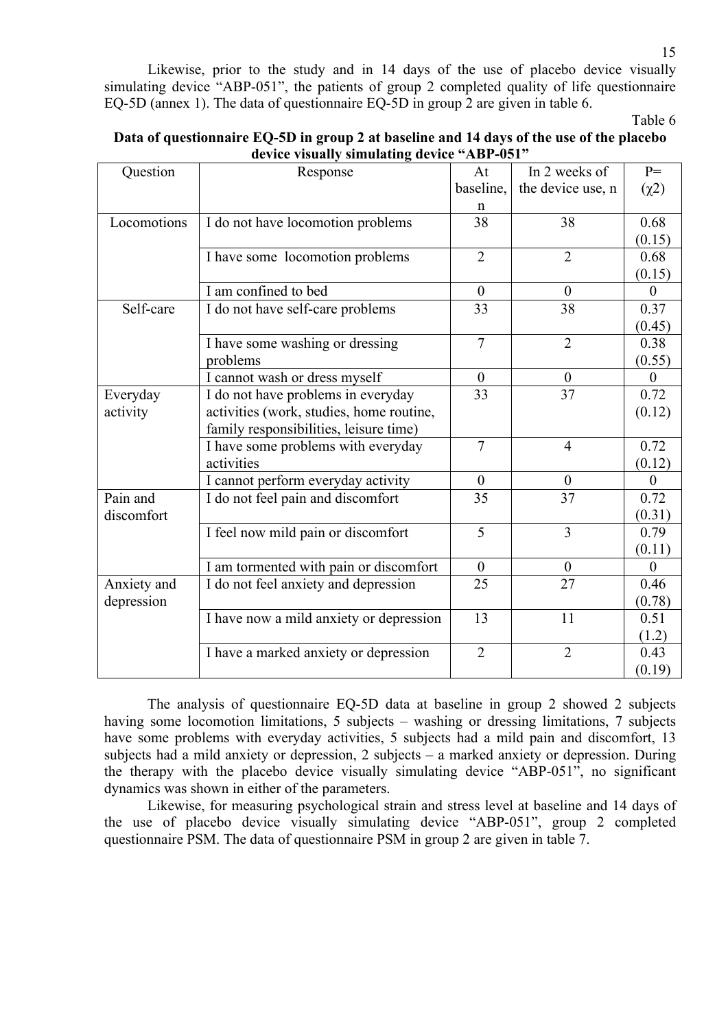Likewise, prior to the study and in 14 days of the use of placebo device visually simulating device "ABP-051", the patients of group 2 completed quality of life questionnaire EQ-5D (annex 1). The data of questionnaire EQ-5D in group 2 are given in table 6.

Table 6

**Data of questionnaire EQ-5D in group 2 at baseline and 14 days of the use of the placebo device visually simulating device "ABP-051"**

| Question | Response | At baseline, n | In 2 weeks of the device use, n | P= ($\chi 2$) |
|---|---|---|---|---|
| Locomotions | I do not have locomotion problems | 38 | 38 | 0.68 (0.15) |
| | I have some locomotion problems | 2 | 2 | 0.68 (0.15) |
| | I am confined to bed | 0 | 0 | 0 |
| Self-care | I do not have self-care problems | 33 | 38 | 0.37 (0.45) |
| | I have some washing or dressing problems | 7 | 2 | 0.38 (0.55) |
| | I cannot wash or dress myself | 0 | 0 | 0 |
| Everyday activity | I do not have problems in everyday activities (work, studies, home routine, family responsibilities, leisure time) | 33 | 37 | 0.72 (0.12) |
| | I have some problems with everyday activities | 7 | 4 | 0.72 (0.12) |
| | I cannot perform everyday activity | 0 | 0 | 0 |
| Pain and discomfort | I do not feel pain and discomfort | 35 | 37 | 0.72 (0.31) |
| | I feel now mild pain or discomfort | 5 | 3 | 0.79 (0.11) |
| | I am tormented with pain or discomfort | 0 | 0 | 0 |
| Anxiety and depression | I do not feel anxiety and depression | 25 | 27 | 0.46 (0.78) |
| | I have now a mild anxiety or depression | 13 | 11 | 0.51 (1.2) |
| | I have a marked anxiety or depression | 2 | 2 | 0.43 (0.19) |

The analysis of questionnaire EQ-5D data at baseline in group 2 showed 2 subjects having some locomotion limitations, 5 subjects – washing or dressing limitations, 7 subjects have some problems with everyday activities, 5 subjects had a mild pain and discomfort, 13 subjects had a mild anxiety or depression, 2 subjects – a marked anxiety or depression. During the therapy with the placebo device visually simulating device "ABP-051", no significant dynamics was shown in either of the parameters.

Likewise, for measuring psychological strain and stress level at baseline and 14 days of the use of placebo device visually simulating device "ABP-051", group 2 completed questionnaire PSM. The data of questionnaire PSM in group 2 are given in table 7.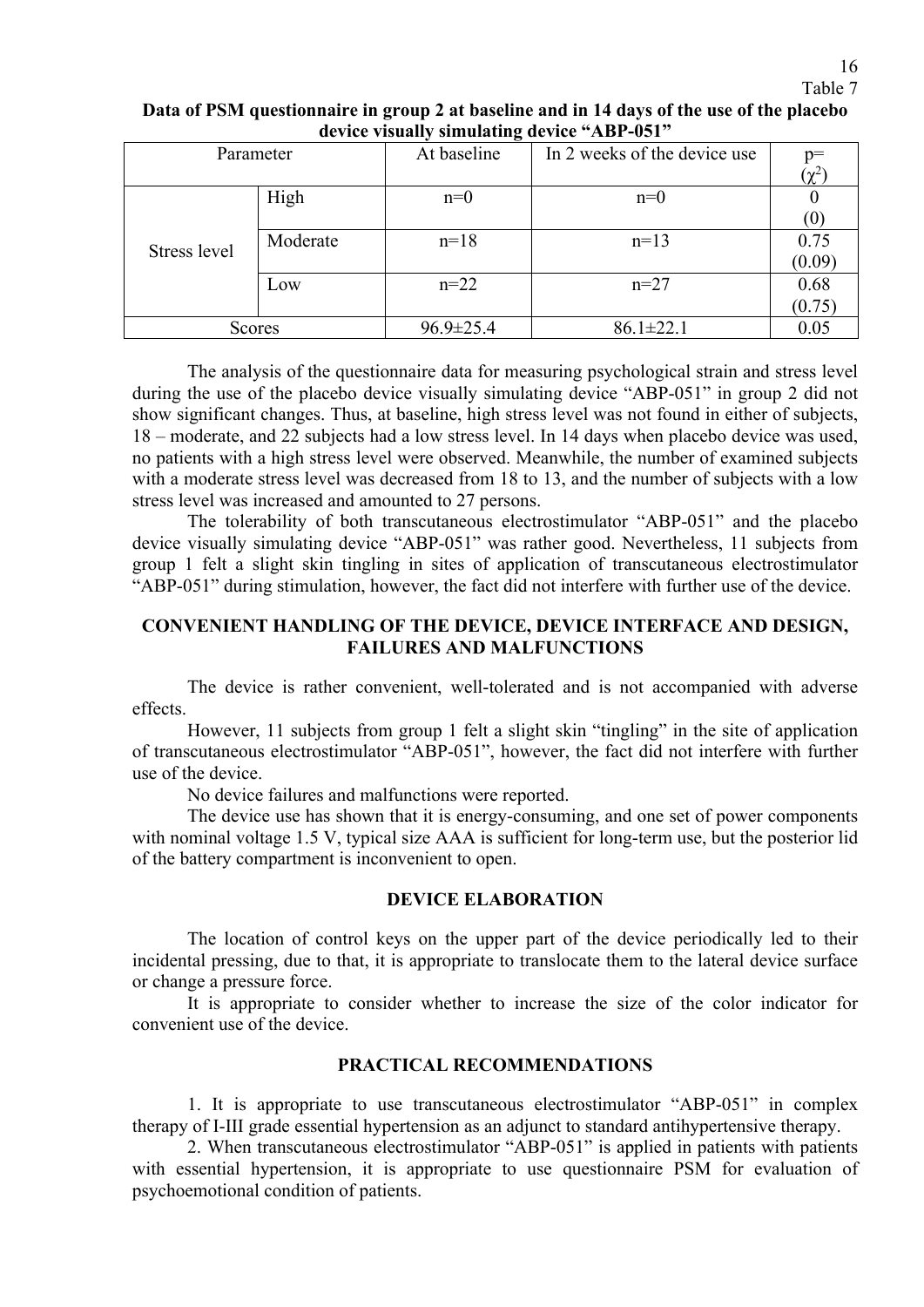Table 7

**Data of PSM questionnaire in group 2 at baseline and in 14 days of the use of the placebo device visually simulating device "ABP-051"**

| Parameter | | At baseline | In 2 weeks of the device use | p= ($\chi^2$) |
|---|---|---|---|---|
| Stress level | High | n=0 | n=0 | 0 (0) |
| | Moderate | n=18 | n=13 | 0.75 (0.09) |
| | Low | n=22 | n=27 | 0.68 (0.75) |
| Scores | | 96.9±25.4 | 86.1±22.1 | 0.05 |

The analysis of the questionnaire data for measuring psychological strain and stress level during the use of the placebo device visually simulating device "ABP-051" in group 2 did not show significant changes. Thus, at baseline, high stress level was not found in either of subjects, 18 – moderate, and 22 subjects had a low stress level. In 14 days when placebo device was used, no patients with a high stress level were observed. Meanwhile, the number of examined subjects with a moderate stress level was decreased from 18 to 13, and the number of subjects with a low stress level was increased and amounted to 27 persons.

The tolerability of both transcutaneous electrostimulator "ABP-051" and the placebo device visually simulating device "ABP-051" was rather good. Nevertheless, 11 subjects from group 1 felt a slight skin tingling in sites of application of transcutaneous electrostimulator "ABP-051" during stimulation, however, the fact did not interfere with further use of the device.

## CONVENIENT HANDLING OF THE DEVICE, DEVICE INTERFACE AND DESIGN, FAILURES AND MALFUNCTIONS

The device is rather convenient, well-tolerated and is not accompanied with adverse effects.

However, 11 subjects from group 1 felt a slight skin "tingling" in the site of application of transcutaneous electrostimulator "ABP-051", however, the fact did not interfere with further use of the device.

No device failures and malfunctions were reported.

The device use has shown that it is energy-consuming, and one set of power components with nominal voltage 1.5 V, typical size AAA is sufficient for long-term use, but the posterior lid of the battery compartment is inconvenient to open.

## DEVICE ELABORATION

The location of control keys on the upper part of the device periodically led to their incidental pressing, due to that, it is appropriate to translocate them to the lateral device surface or change a pressure force.

It is appropriate to consider whether to increase the size of the color indicator for convenient use of the device.

## PRACTICAL RECOMMENDATIONS

1. It is appropriate to use transcutaneous electrostimulator "ABP-051" in complex therapy of I-III grade essential hypertension as an adjunct to standard antihypertensive therapy.

2. When transcutaneous electrostimulator "ABP-051" is applied in patients with patients with essential hypertension, it is appropriate to use questionnaire PSM for evaluation of psychoemotional condition of patients.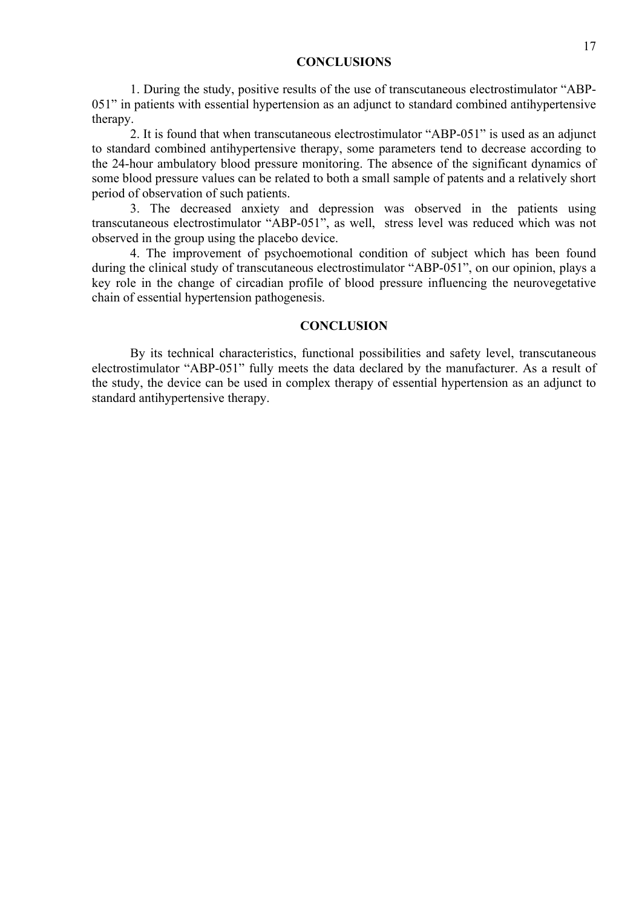## CONCLUSIONS

1. During the study, positive results of the use of transcutaneous electrostimulator "ABP-051" in patients with essential hypertension as an adjunct to standard combined antihypertensive therapy.

2. It is found that when transcutaneous electrostimulator "ABP-051" is used as an adjunct to standard combined antihypertensive therapy, some parameters tend to decrease according to the 24-hour ambulatory blood pressure monitoring. The absence of the significant dynamics of some blood pressure values can be related to both a small sample of patents and a relatively short period of observation of such patients.

3. The decreased anxiety and depression was observed in the patients using transcutaneous electrostimulator "ABP-051", as well, stress level was reduced which was not observed in the group using the placebo device.

4. The improvement of psychoemotional condition of subject which has been found during the clinical study of transcutaneous electrostimulator "ABP-051", on our opinion, plays a key role in the change of circadian profile of blood pressure influencing the neurovegetative chain of essential hypertension pathogenesis.

## CONCLUSION

By its technical characteristics, functional possibilities and safety level, transcutaneous electrostimulator "ABP-051" fully meets the data declared by the manufacturer. As a result of the study, the device can be used in complex therapy of essential hypertension as an adjunct to standard antihypertensive therapy.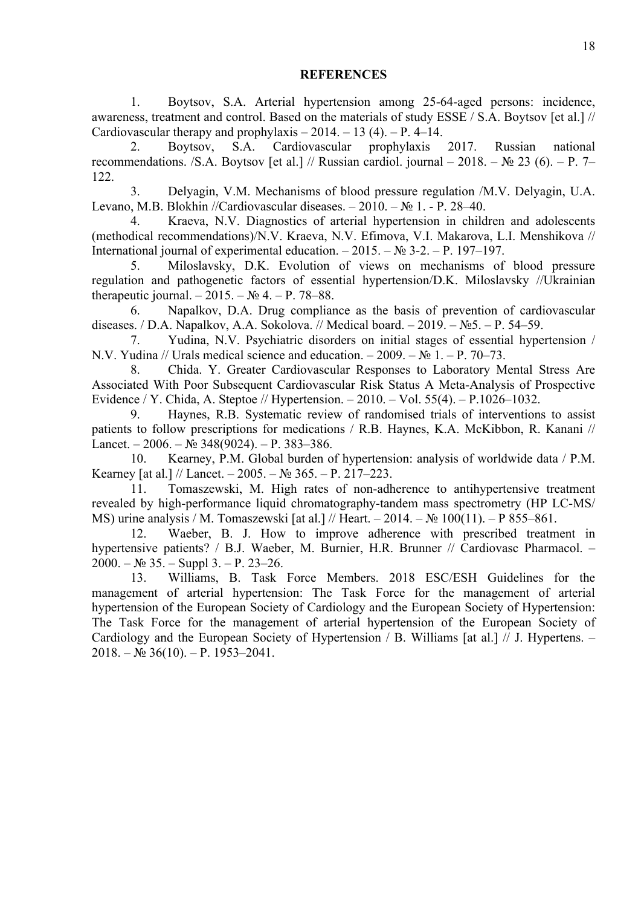## REFERENCES

1. Boytsov, S.A. Arterial hypertension among 25-64-aged persons: incidence, awareness, treatment and control. Based on the materials of study ESSE / S.A. Boytsov [et al.] // Cardiovascular therapy and prophylaxis – 2014. – 13 (4). – P. 4–14.
2. Boytsov, S.A. Cardiovascular prophylaxis 2017. Russian national recommendations. /S.A. Boytsov [et al.] // Russian cardiol. journal – 2018. – № 23 (6). – P. 7–122.
3. Delyagin, V.M. Mechanisms of blood pressure regulation /M.V. Delyagin, U.A. Levano, M.B. Blokhin //Cardiovascular diseases. – 2010. – № 1. - P. 28–40.
4. Kraeva, N.V. Diagnostics of arterial hypertension in children and adolescents (methodical recommendations)/N.V. Kraeva, N.V. Efimova, V.I. Makarova, L.I. Menshikova // International journal of experimental education. – 2015. – № 3-2. – P. 197–197.
5. Miloslavsky, D.K. Evolution of views on mechanisms of blood pressure regulation and pathogenetic factors of essential hypertension/D.K. Miloslavsky //Ukrainian therapeutic journal. – 2015. – № 4. – P. 78–88.
6. Napalkov, D.A. Drug compliance as the basis of prevention of cardiovascular diseases. / D.A. Napalkov, A.A. Sokolova. // Medical board. – 2019. – №5. – P. 54–59.
7. Yudina, N.V. Psychiatric disorders on initial stages of essential hypertension / N.V. Yudina // Urals medical science and education. – 2009. – № 1. – P. 70–73.
8. Chida. Y. Greater Cardiovascular Responses to Laboratory Mental Stress Are Associated With Poor Subsequent Cardiovascular Risk Status A Meta-Analysis of Prospective Evidence / Y. Chida, A. Steptoe // Hypertension. – 2010. – Vol. 55(4). – P.1026–1032.
9. Haynes, R.B. Systematic review of randomised trials of interventions to assist patients to follow prescriptions for medications / R.B. Haynes, K.A. McKibbon, R. Kanani // Lancet. – 2006. – № 348(9024). – P. 383–386.
10. Kearney, P.M. Global burden of hypertension: analysis of worldwide data / P.M. Kearney [at al.] // Lancet. – 2005. – № 365. – P. 217–223.
11. Tomaszewski, M. High rates of non-adherence to antihypertensive treatment revealed by high-performance liquid chromatography-tandem mass spectrometry (HP LC-MS/ MS) urine analysis / M. Tomaszewski [at al.] // Heart. – 2014. – № 100(11). – P 855–861.
12. Waeber, B. J. How to improve adherence with prescribed treatment in hypertensive patients? / B.J. Waeber, M. Burnier, H.R. Brunner // Cardiovasc Pharmacol. – 2000. – № 35. – Suppl 3. – P. 23–26.
13. Williams, B. Task Force Members. 2018 ESC/ESH Guidelines for the management of arterial hypertension: The Task Force for the management of arterial hypertension of the European Society of Cardiology and the European Society of Hypertension: The Task Force for the management of arterial hypertension of the European Society of Cardiology and the European Society of Hypertension / B. Williams [at al.] // J. Hypertens. – 2018. – № 36(10). – P. 1953–2041.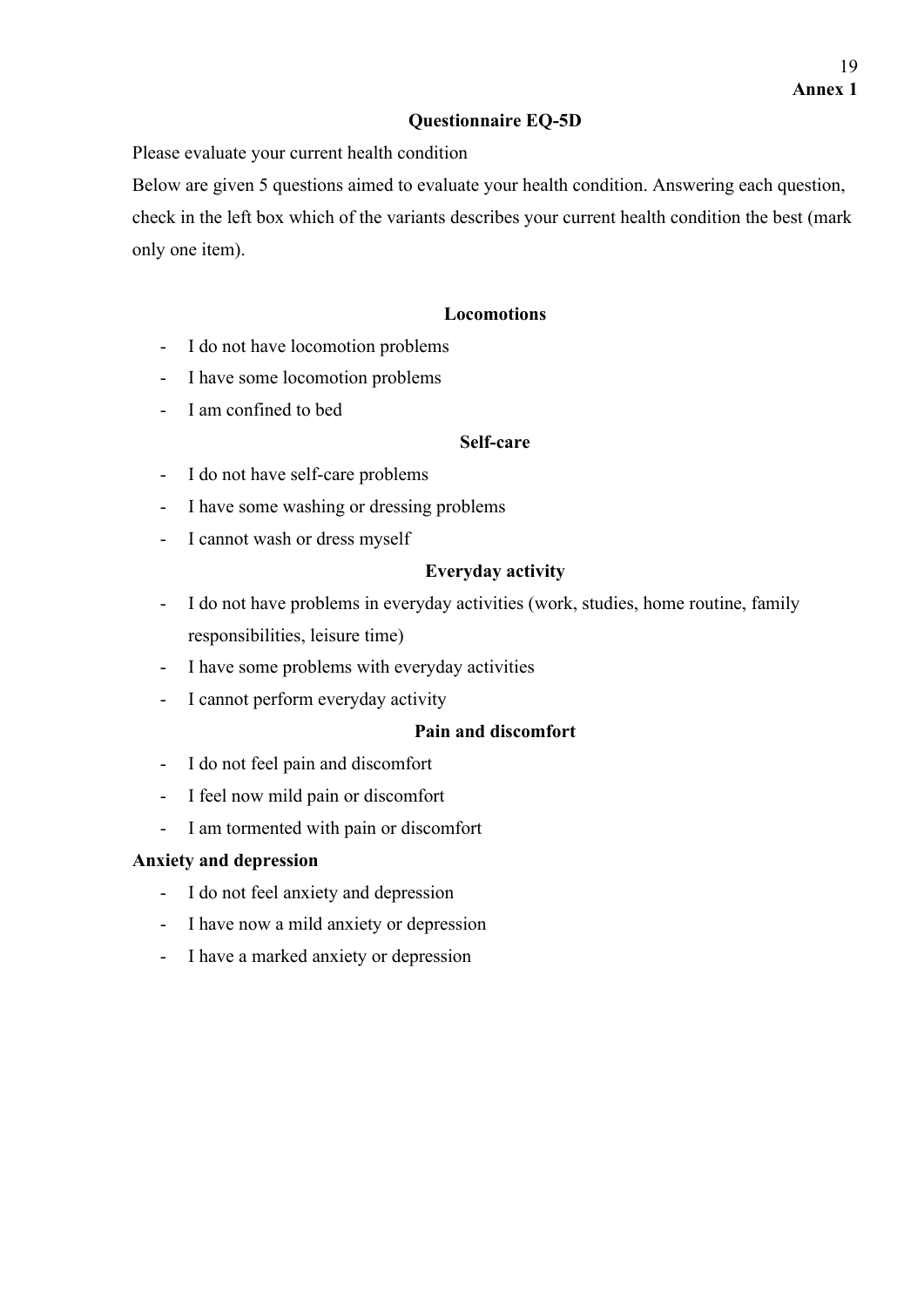**Annex 1**

## Questionnaire EQ-5D

Please evaluate your current health condition

Below are given 5 questions aimed to evaluate your health condition. Answering each question, check in the left box which of the variants describes your current health condition the best (mark only one item).

### Locomotions

- I do not have locomotion problems
- I have some locomotion problems
- I am confined to bed

### Self-care

- I do not have self-care problems
- I have some washing or dressing problems
- I cannot wash or dress myself

### Everyday activity

- I do not have problems in everyday activities (work, studies, home routine, family responsibilities, leisure time)
- I have some problems with everyday activities
- I cannot perform everyday activity

### Pain and discomfort

- I do not feel pain and discomfort
- I feel now mild pain or discomfort
- I am tormented with pain or discomfort

### Anxiety and depression

- I do not feel anxiety and depression
- I have now a mild anxiety or depression
- I have a marked anxiety or depression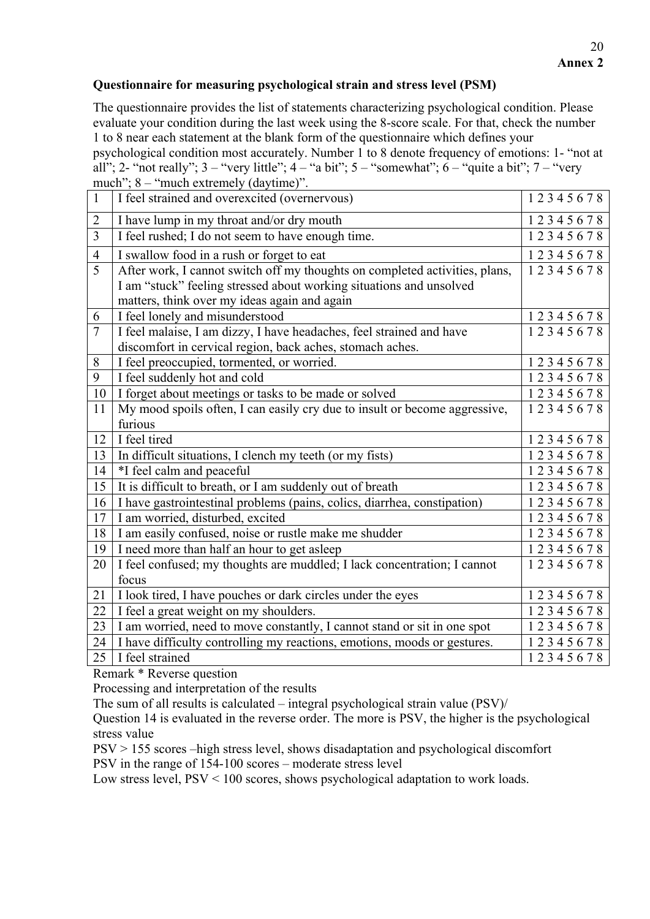**Annex 2**

**Questionnaire for measuring psychological strain and stress level (PSM)**

The questionnaire provides the list of statements characterizing psychological condition. Please evaluate your condition during the last week using the 8-score scale. For that, check the number 1 to 8 near each statement at the blank form of the questionnaire which defines your psychological condition most accurately. Number 1 to 8 denote frequency of emotions: 1- "not at all"; 2- "not really"; 3 – "very little"; 4 – "a bit"; 5 – "somewhat"; 6 – "quite a bit"; 7 – "very much"; 8 – "much extremely (daytime)".

| | | |
|---|---|---|
| 1 | I feel strained and overexcited (overnervous) | 1 2 3 4 5 6 7 8 |
| 2 | I have lump in my throat and/or dry mouth | 1 2 3 4 5 6 7 8 |
| 3 | I feel rushed; I do not seem to have enough time. | 1 2 3 4 5 6 7 8 |
| 4 | I swallow food in a rush or forget to eat | 1 2 3 4 5 6 7 8 |
| 5 | After work, I cannot switch off my thoughts on completed activities, plans, I am "stuck" feeling stressed about working situations and unsolved matters, think over my ideas again and again | 1 2 3 4 5 6 7 8 |
| 6 | I feel lonely and misunderstood | 1 2 3 4 5 6 7 8 |
| 7 | I feel malaise, I am dizzy, I have headaches, feel strained and have discomfort in cervical region, back aches, stomach aches. | 1 2 3 4 5 6 7 8 |
| 8 | I feel preoccupied, tormented, or worried. | 1 2 3 4 5 6 7 8 |
| 9 | I feel suddenly hot and cold | 1 2 3 4 5 6 7 8 |
| 10 | I forget about meetings or tasks to be made or solved | 1 2 3 4 5 6 7 8 |
| 11 | My mood spoils often, I can easily cry due to insult or become aggressive, furious | 1 2 3 4 5 6 7 8 |
| 12 | I feel tired | 1 2 3 4 5 6 7 8 |
| 13 | In difficult situations, I clench my teeth (or my fists) | 1 2 3 4 5 6 7 8 |
| 14 | *I feel calm and peaceful | 1 2 3 4 5 6 7 8 |
| 15 | It is difficult to breath, or I am suddenly out of breath | 1 2 3 4 5 6 7 8 |
| 16 | I have gastrointestinal problems (pains, colics, diarrhea, constipation) | 1 2 3 4 5 6 7 8 |
| 17 | I am worried, disturbed, excited | 1 2 3 4 5 6 7 8 |
| 18 | I am easily confused, noise or rustle make me shudder | 1 2 3 4 5 6 7 8 |
| 19 | I need more than half an hour to get asleep | 1 2 3 4 5 6 7 8 |
| 20 | I feel confused; my thoughts are muddled; I lack concentration; I cannot focus | 1 2 3 4 5 6 7 8 |
| 21 | I look tired, I have pouches or dark circles under the eyes | 1 2 3 4 5 6 7 8 |
| 22 | I feel a great weight on my shoulders. | 1 2 3 4 5 6 7 8 |
| 23 | I am worried, need to move constantly, I cannot stand or sit in one spot | 1 2 3 4 5 6 7 8 |
| 24 | I have difficulty controlling my reactions, emotions, moods or gestures. | 1 2 3 4 5 6 7 8 |
| 25 | I feel strained | 1 2 3 4 5 6 7 8 |

Remark * Reverse question

Processing and interpretation of the results

The sum of all results is calculated – integral psychological strain value (PSV)/

Question 14 is evaluated in the reverse order. The more is PSV, the higher is the psychological stress value

PSV > 155 scores –high stress level, shows disadaptation and psychological discomfort

PSV in the range of 154-100 scores – moderate stress level

Low stress level, PSV < 100 scores, shows psychological adaptation to work loads.